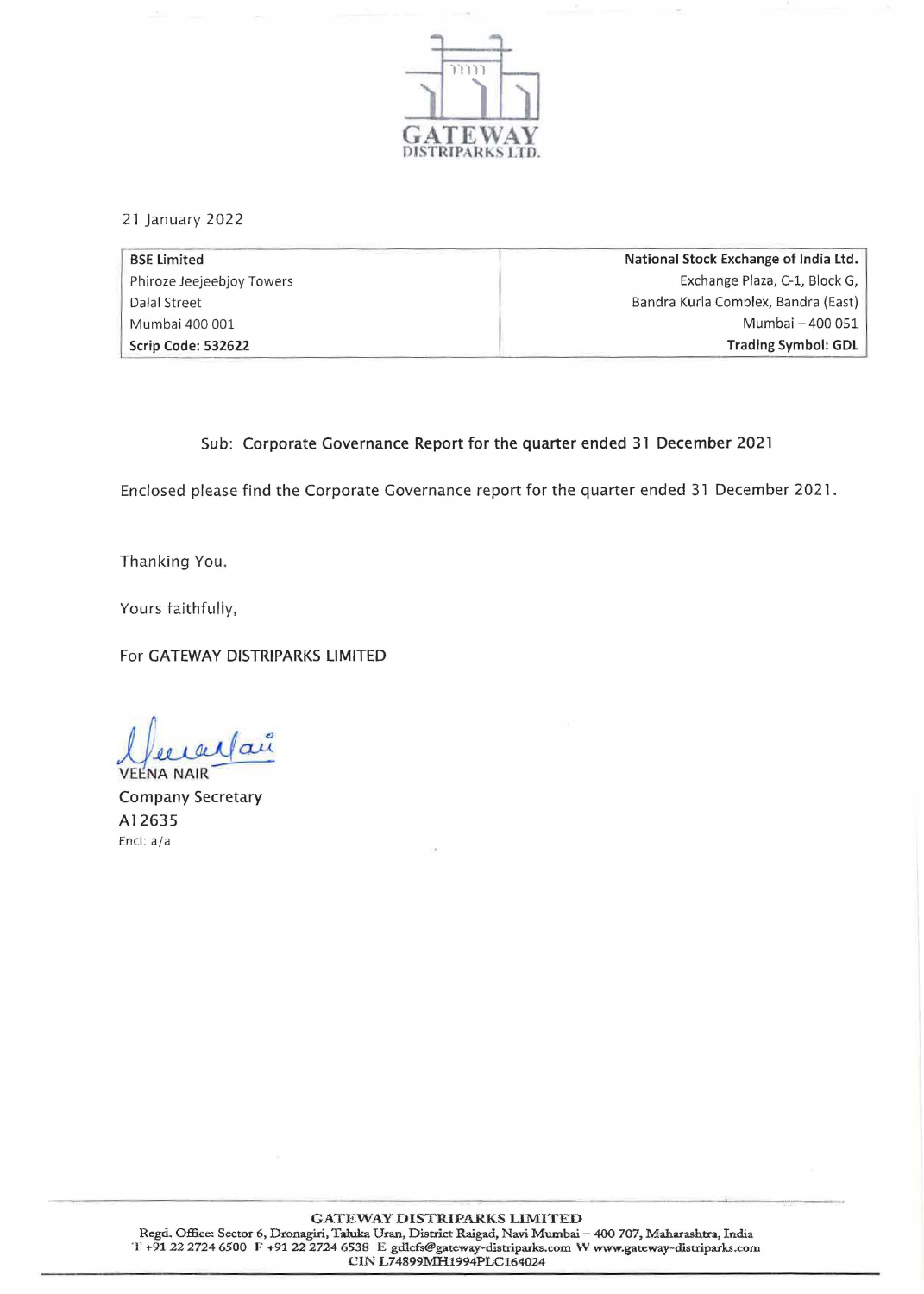GATEWAY
DISTRIPARKS LTD.

21 January 2022

| BSE Limited | National Stock Exchange of India Ltd. |
|---|---|
| Phiroze Jeejeebjoy Towers | Exchange Plaza, C-1, Block G, |
| Dalal Street | Bandra Kurla Complex, Bandra (East) |
| Mumbai 400 001 | Mumbai – 400 051 |
| **Scrip Code: 532622** | **Trading Symbol: GDL** |

Sub: Corporate Governance Report for the quarter ended 31 December 2021

Enclosed please find the Corporate Governance report for the quarter ended 31 December 2021.

Thanking You.

Yours faithfully,

For GATEWAY DISTRIPARKS LIMITED

VEENA NAIR
Company Secretary
A12635
Encl: a/a

**GATEWAY DISTRIPARKS LIMITED**
Regd. Office: Sector 6, Dronagiri, Taluka Uran, District Raigad, Navi Mumbai – 400 707, Maharashtra, India
T +91 22 2724 6500 F +91 22 2724 6538 E gdlcfs@gateway-distriparks.com W www.gateway-distriparks.com
CIN L74899MH1994PLC164024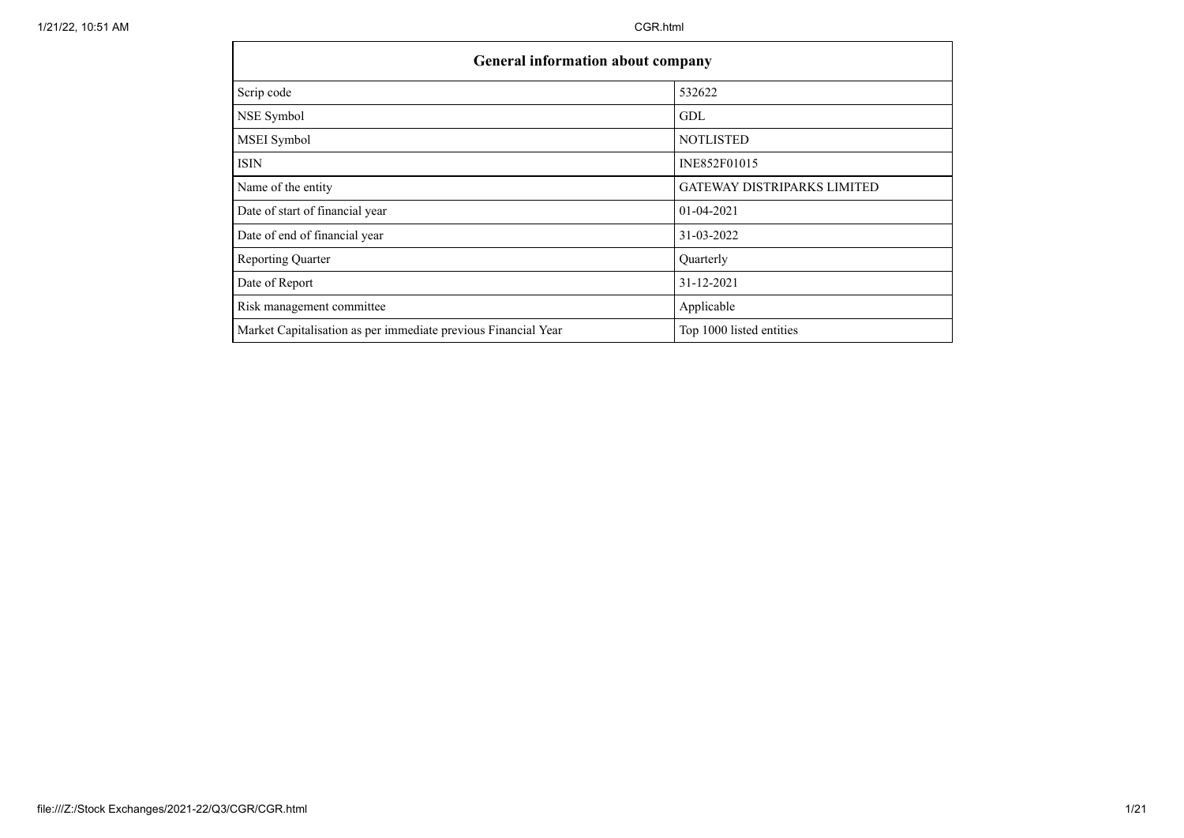| General information about company | |
|---|---|
| Scrip code | 532622 |
| NSE Symbol | GDL |
| MSEI Symbol | NOTLISTED |
| ISIN | INE852F01015 |
| Name of the entity | GATEWAY DISTRIPARKS LIMITED |
| Date of start of financial year | 01-04-2021 |
| Date of end of financial year | 31-03-2022 |
| Reporting Quarter | Quarterly |
| Date of Report | 31-12-2021 |
| Risk management committee | Applicable |
| Market Capitalisation as per immediate previous Financial Year | Top 1000 listed entities |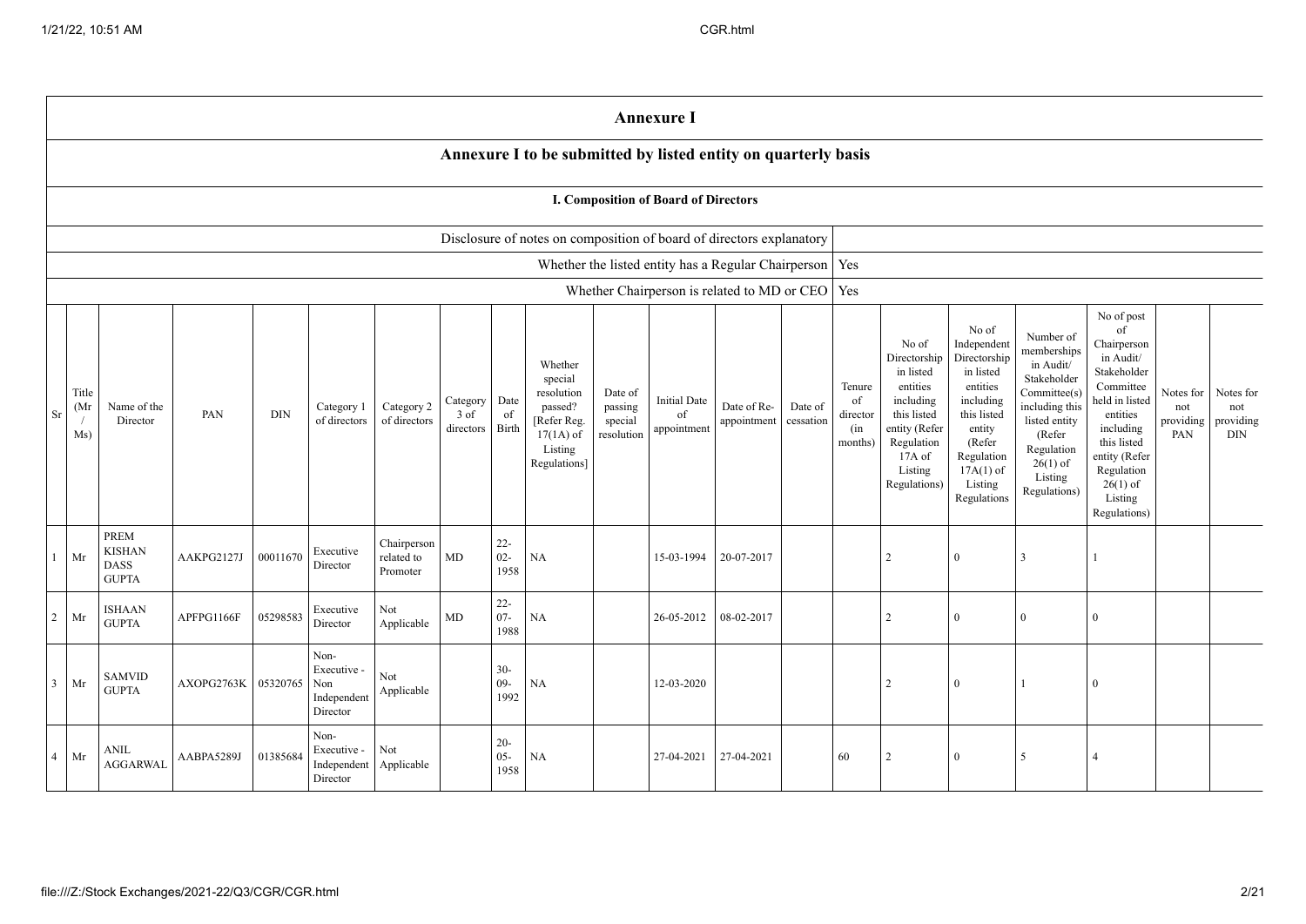# Annexure I

## Annexure I to be submitted by listed entity on quarterly basis

### I. Composition of Board of Directors

| Disclosure of notes on composition of board of directors explanatory | |
|---|---|
| Whether the listed entity has a Regular Chairperson | Yes |
| Whether Chairperson is related to MD or CEO | Yes |

| Sr | Title (Mr / Ms) | Name of the Director | PAN | DIN | Category 1 of directors | Category 2 of directors | Category 3 of directors | Date of Birth | Whether special resolution passed? [Refer Reg. 17(1A) of Listing Regulations] | Date of passing special resolution | Initial Date of appointment | Date of Re-appointment | Date of cessation | Tenure of director (in months) | No of Directorship in listed entities including this listed entity (Refer Regulation 17A of Listing Regulations) | No of Independent Directorship in listed entities including this listed entity (Refer Regulation 17A(1) of Listing Regulations | Number of memberships in Audit/ Stakeholder Committee(s) including this listed entity (Refer Regulation 26(1) of Listing Regulations) | No of post of Chairperson in Audit/ Stakeholder Committee held in listed entities including this listed entity (Refer Regulation 26(1) of Listing Regulations) | Notes for not providing PAN | Notes for not providing DIN |
|---|---|---|---|---|---|---|---|---|---|---|---|---|---|---|---|---|---|---|---|---|
| 1 | Mr | PREM KISHAN DASS GUPTA | AAKPG2127J | 00011670 | Executive Director | Chairperson related to Promoter | MD | 22-02-1958 | NA | | 15-03-1994 | 20-07-2017 | | | 2 | 0 | 3 | 1 | | |
| 2 | Mr | ISHAAN GUPTA | APFPG1166F | 05298583 | Executive Director | Not Applicable | MD | 22-07-1988 | NA | | 26-05-2012 | 08-02-2017 | | | 2 | 0 | 0 | 0 | | |
| 3 | Mr | SAMVID GUPTA | AXOPG2763K | 05320765 | Non-Executive - Non Independent Director | Not Applicable | | 30-09-1992 | NA | | 12-03-2020 | | | | 2 | 0 | 1 | 0 | | |
| 4 | Mr | ANIL AGGARWAL | AABPA5289J | 01385684 | Non-Executive - Independent Director | Not Applicable | | 20-05-1958 | NA | | 27-04-2021 | 27-04-2021 | | 60 | 2 | 0 | 5 | 4 | | |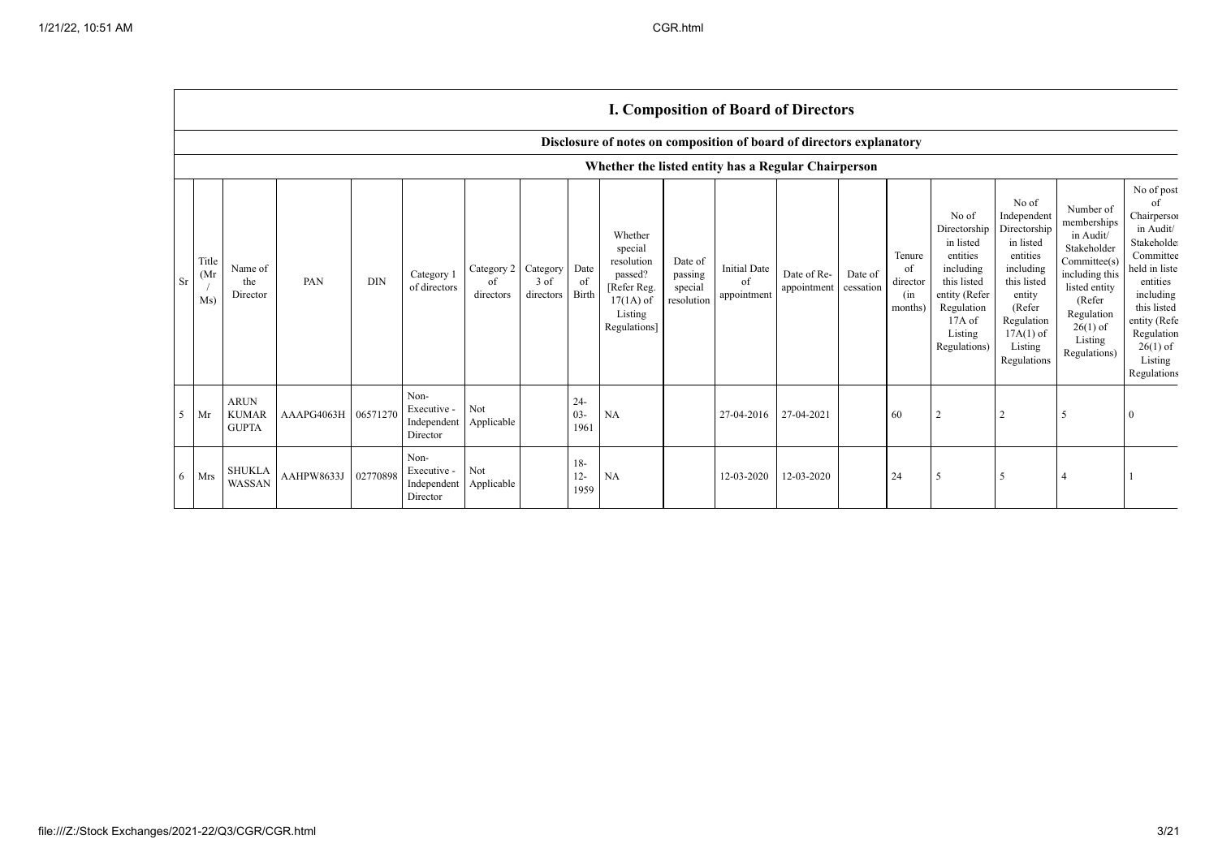## I. Composition of Board of Directors

### Disclosure of notes on composition of board of directors explanatory

### Whether the listed entity has a Regular Chairperson

| Sr | Title (Mr / Ms) | Name of the Director | PAN | DIN | Category 1 of directors | Category 2 of directors | Category 3 of directors | Date of Birth | Whether special resolution passed? [Refer Reg. 17(1A) of Listing Regulations] | Date of passing special resolution | Initial Date of appointment | Date of Re-appointment | Date of cessation | Tenure of director (in months) | No of Directorship in listed entities including this listed entity (Refer Regulation 17A of Listing Regulations) | No of Independent Directorship in listed entities including this listed entity (Refer Regulation 17A(1) of Listing Regulations | Number of memberships in Audit/ Stakeholder Committee(s) including this listed entity (Refer Regulation 26(1) of Listing Regulations) | No of post of Chairperson in Audit/ Stakeholder Committee held in listed entities including this listed entity (Refer Regulation 26(1) of Listing Regulations |
|---|---|---|---|---|---|---|---|---|---|---|---|---|---|---|---|---|---|---|
| 5 | Mr | ARUN KUMAR GUPTA | AAAPG4063H | 06571270 | Non-Executive - Independent Director | Not Applicable | | 24-03-1961 | NA | | 27-04-2016 | 27-04-2021 | | 60 | 2 | 2 | 5 | 0 |
| 6 | Mrs | SHUKLA WASSAN | AAHPW8633J | 02770898 | Non-Executive - Independent Director | Not Applicable | | 18-12-1959 | NA | | 12-03-2020 | 12-03-2020 | | 24 | 5 | 5 | 4 | 1 |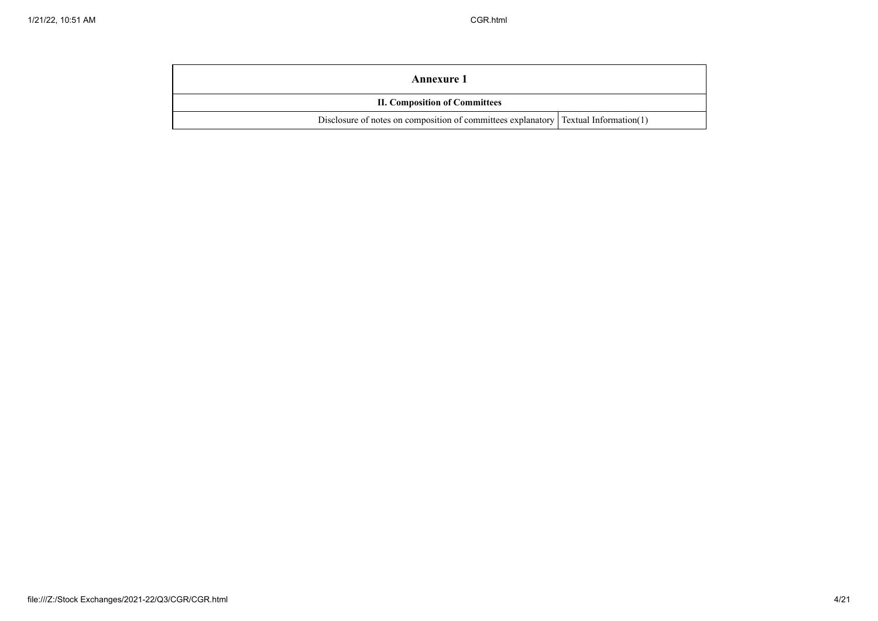| Annexure 1 | |
|---|---|
| **II. Composition of Committees** | |
| Disclosure of notes on composition of committees explanatory | Textual Information(1) |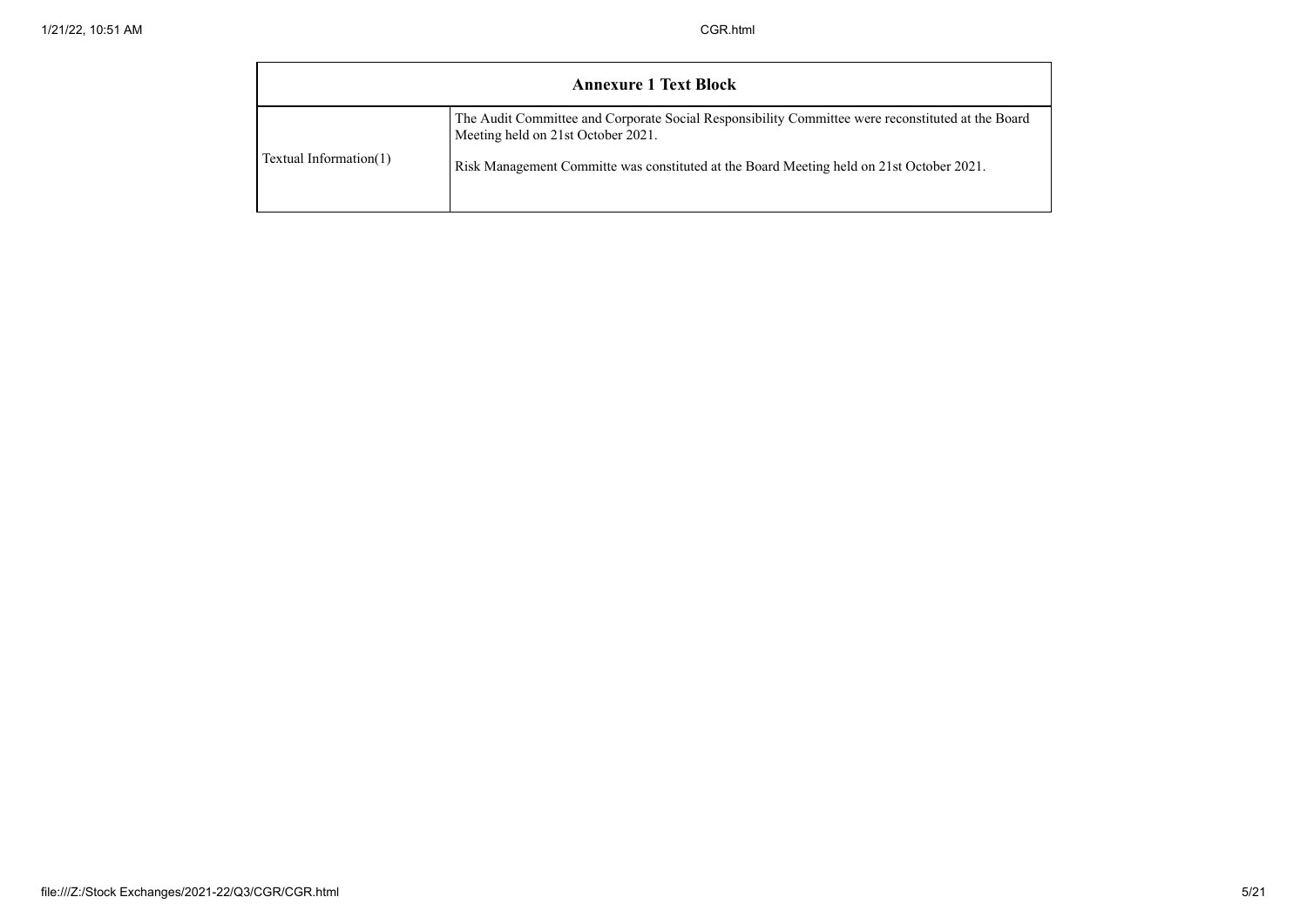| Annexure 1 Text Block | |
| --- | --- |
| Textual Information(1) | The Audit Committee and Corporate Social Responsibility Committee were reconstituted at the Board Meeting held on 21st October 2021.<br><br>Risk Management Committe was constituted at the Board Meeting held on 21st October 2021. |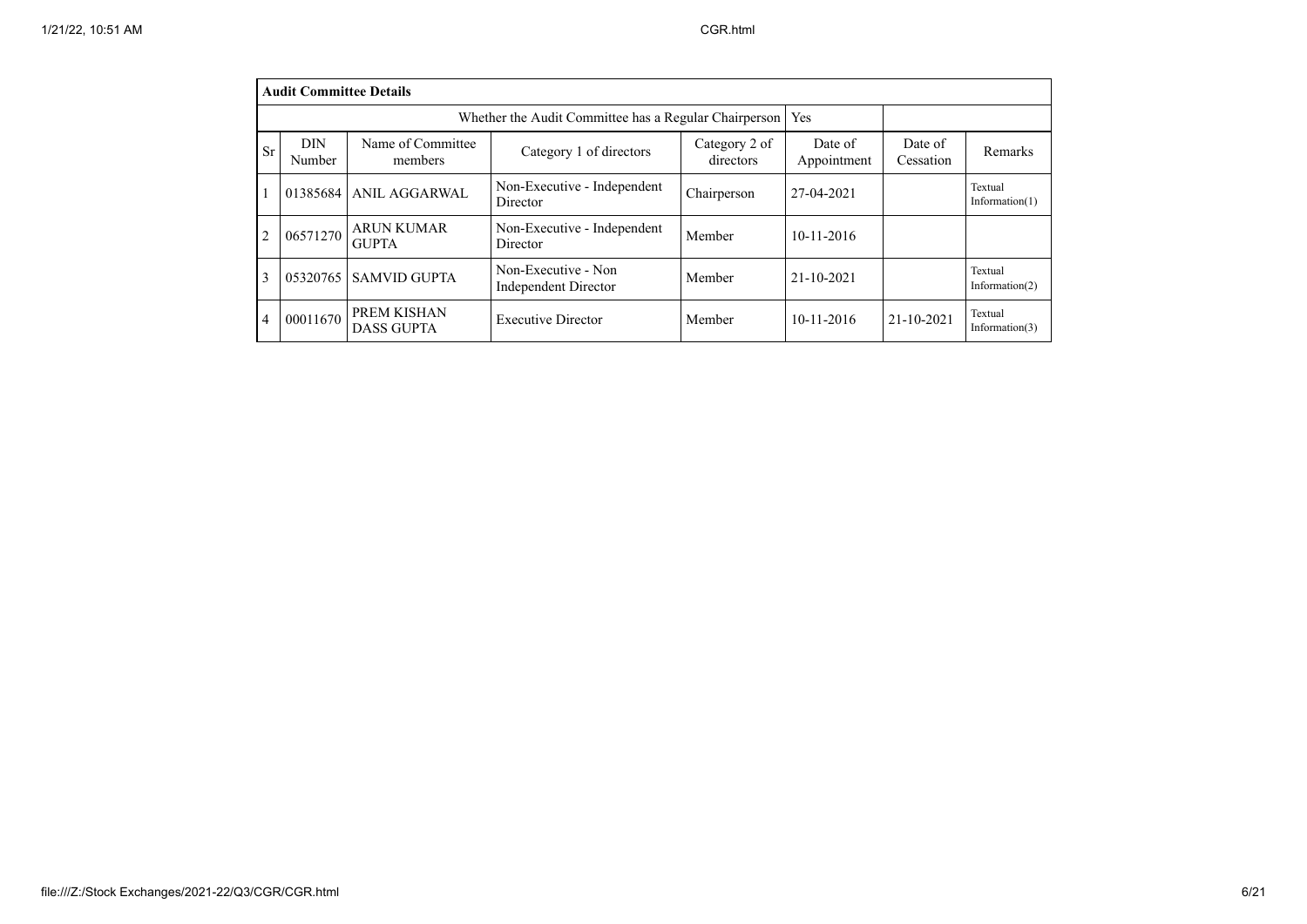| Audit Committee Details | | | | | | | |
|---|---|---|---|---|---|---|---|
| Whether the Audit Committee has a Regular Chairperson | | | | | Yes | | |
| Sr | DIN Number | Name of Committee members | Category 1 of directors | Category 2 of directors | Date of Appointment | Date of Cessation | Remarks |
| 1 | 01385684 | ANIL AGGARWAL | Non-Executive - Independent Director | Chairperson | 27-04-2021 | | Textual Information(1) |
| 2 | 06571270 | ARUN KUMAR GUPTA | Non-Executive - Independent Director | Member | 10-11-2016 | | |
| 3 | 05320765 | SAMVID GUPTA | Non-Executive - Non Independent Director | Member | 21-10-2021 | | Textual Information(2) |
| 4 | 00011670 | PREM KISHAN DASS GUPTA | Executive Director | Member | 10-11-2016 | 21-10-2021 | Textual Information(3) |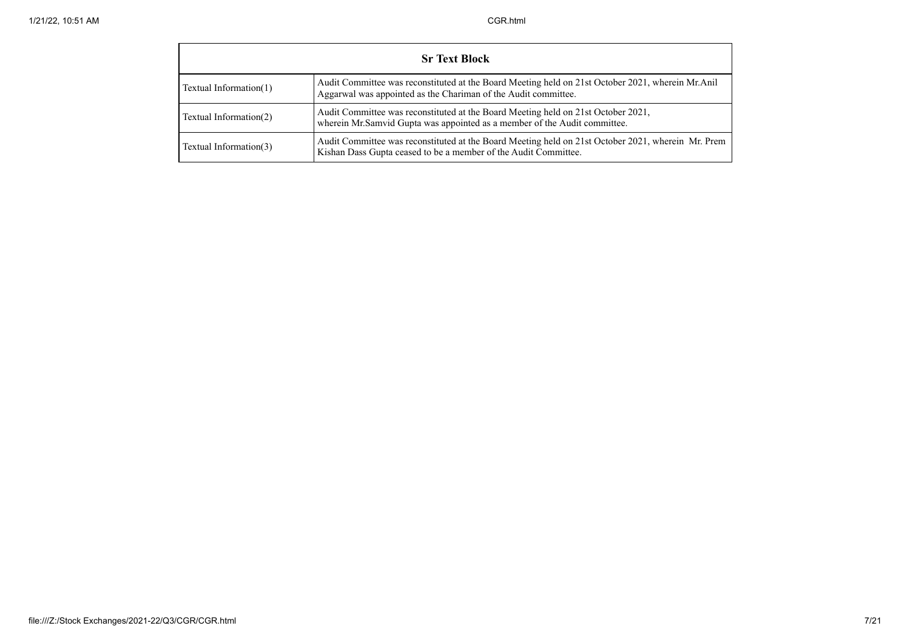| Sr Text Block | |
|---|---|
| Textual Information(1) | Audit Committee was reconstituted at the Board Meeting held on 21st October 2021, wherein Mr.Anil Aggarwal was appointed as the Chariman of the Audit committee. |
| Textual Information(2) | Audit Committee was reconstituted at the Board Meeting held on 21st October 2021, wherein Mr.Samvid Gupta was appointed as a member of the Audit committee. |
| Textual Information(3) | Audit Committee was reconstituted at the Board Meeting held on 21st October 2021, wherein Mr. Prem Kishan Dass Gupta ceased to be a member of the Audit Committee. |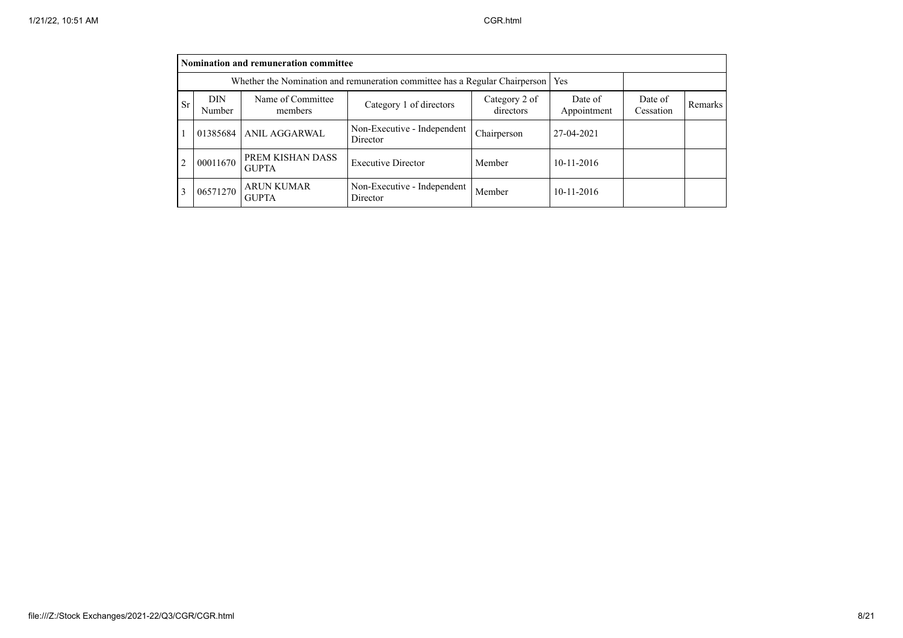| Nomination and remuneration committee | | | | | | | |
|---|---|---|---|---|---|---|---|
| Whether the Nomination and remuneration committee has a Regular Chairperson | | | | | Yes | | |
| Sr | DIN Number | Name of Committee members | Category 1 of directors | Category 2 of directors | Date of Appointment | Date of Cessation | Remarks |
| 1 | 01385684 | ANIL AGGARWAL | Non-Executive - Independent Director | Chairperson | 27-04-2021 | | |
| 2 | 00011670 | PREM KISHAN DASS GUPTA | Executive Director | Member | 10-11-2016 | | |
| 3 | 06571270 | ARUN KUMAR GUPTA | Non-Executive - Independent Director | Member | 10-11-2016 | | |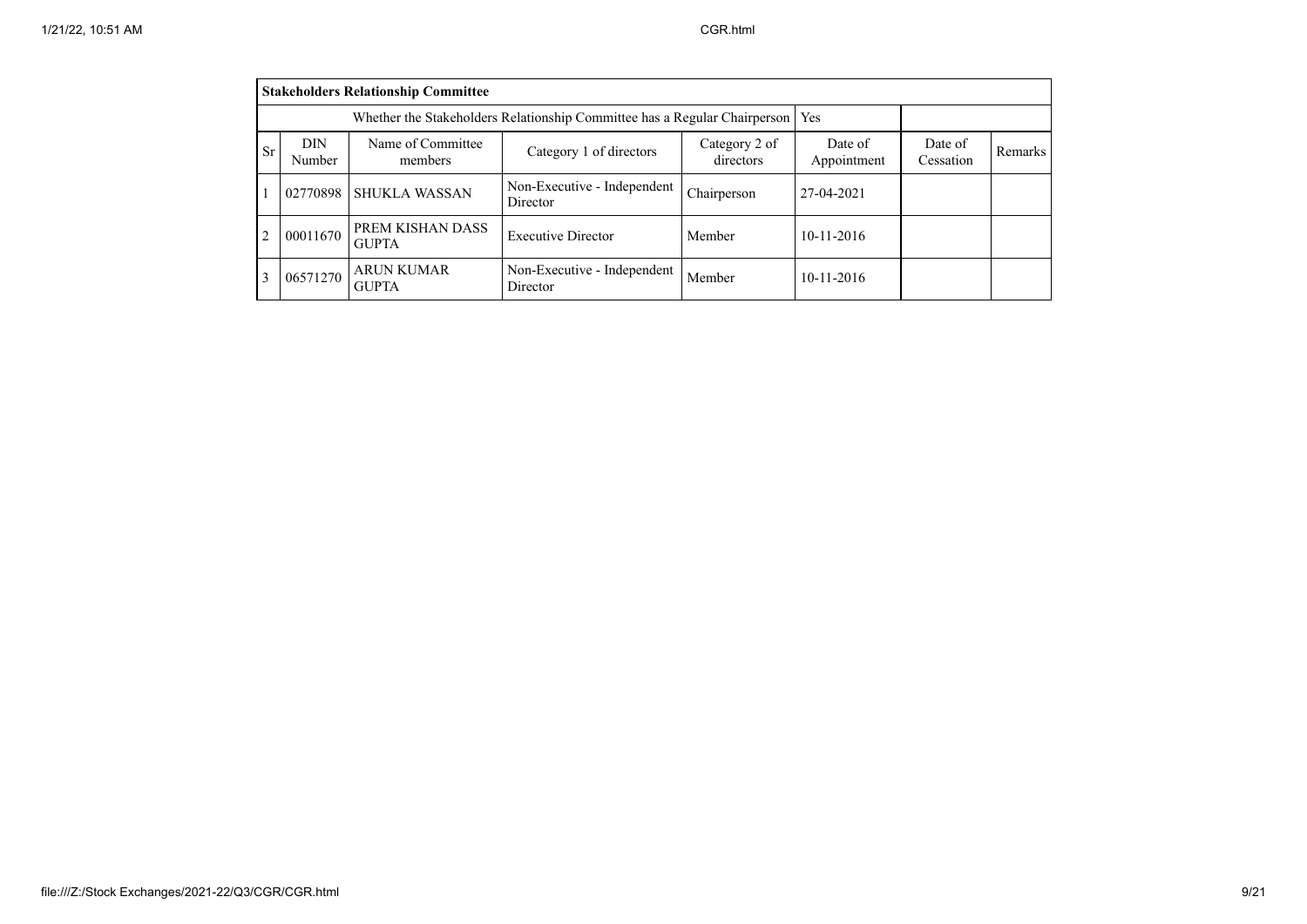| Stakeholders Relationship Committee | | | | | | | |
|---|---|---|---|---|---|---|---|
| Whether the Stakeholders Relationship Committee has a Regular Chairperson | | | | | Yes | | |
| Sr | DIN Number | Name of Committee members | Category 1 of directors | Category 2 of directors | Date of Appointment | Date of Cessation | Remarks |
| 1 | 02770898 | SHUKLA WASSAN | Non-Executive - Independent Director | Chairperson | 27-04-2021 | | |
| 2 | 00011670 | PREM KISHAN DASS GUPTA | Executive Director | Member | 10-11-2016 | | |
| 3 | 06571270 | ARUN KUMAR GUPTA | Non-Executive - Independent Director | Member | 10-11-2016 | | |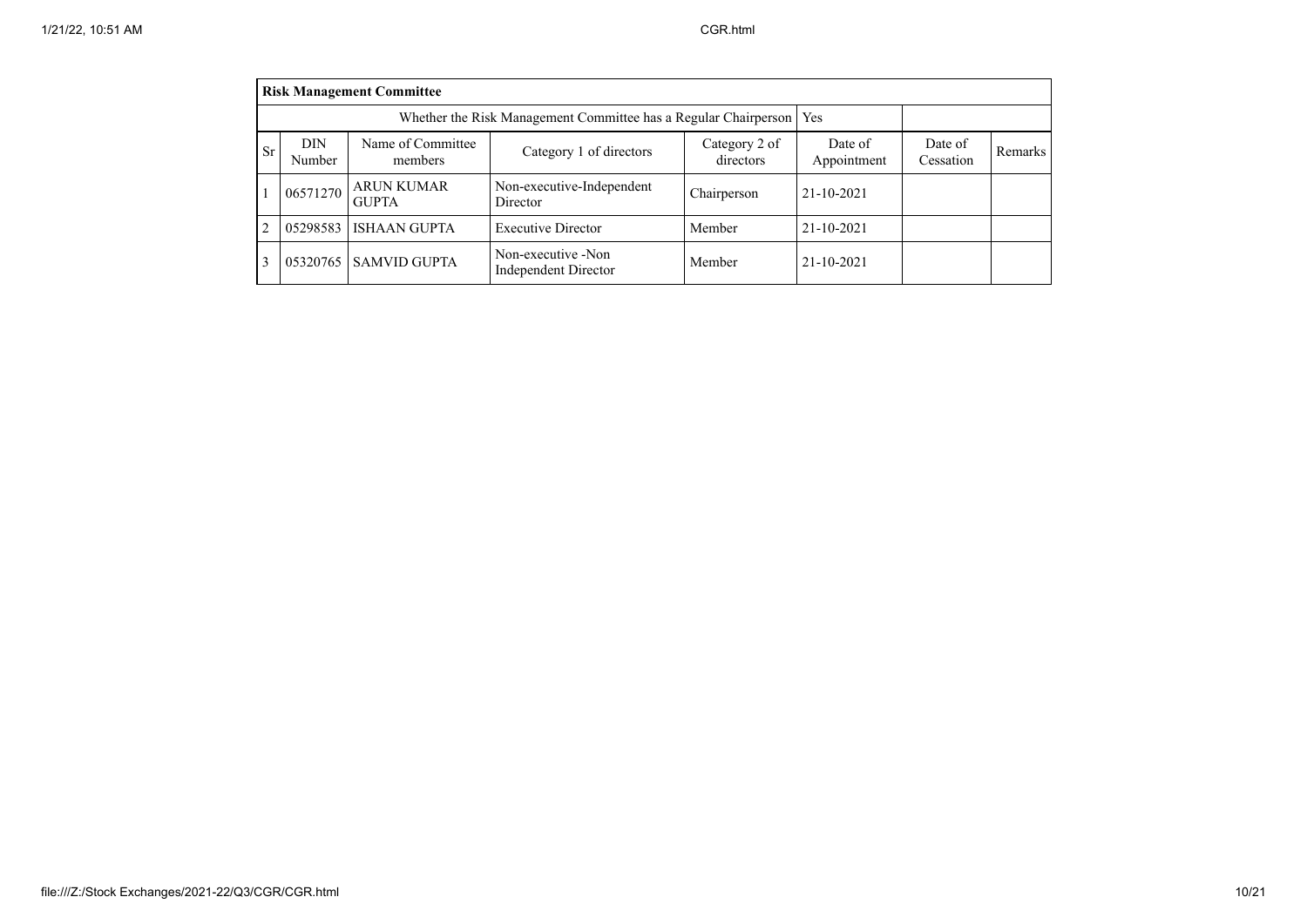| Risk Management Committee | | | | | | | |
|---|---|---|---|---|---|---|---|
| Whether the Risk Management Committee has a Regular Chairperson | | | | | Yes | | |
| Sr | DIN Number | Name of Committee members | Category 1 of directors | Category 2 of directors | Date of Appointment | Date of Cessation | Remarks |
| 1 | 06571270 | ARUN KUMAR GUPTA | Non-executive-Independent Director | Chairperson | 21-10-2021 | | |
| 2 | 05298583 | ISHAAN GUPTA | Executive Director | Member | 21-10-2021 | | |
| 3 | 05320765 | SAMVID GUPTA | Non-executive -Non Independent Director | Member | 21-10-2021 | | |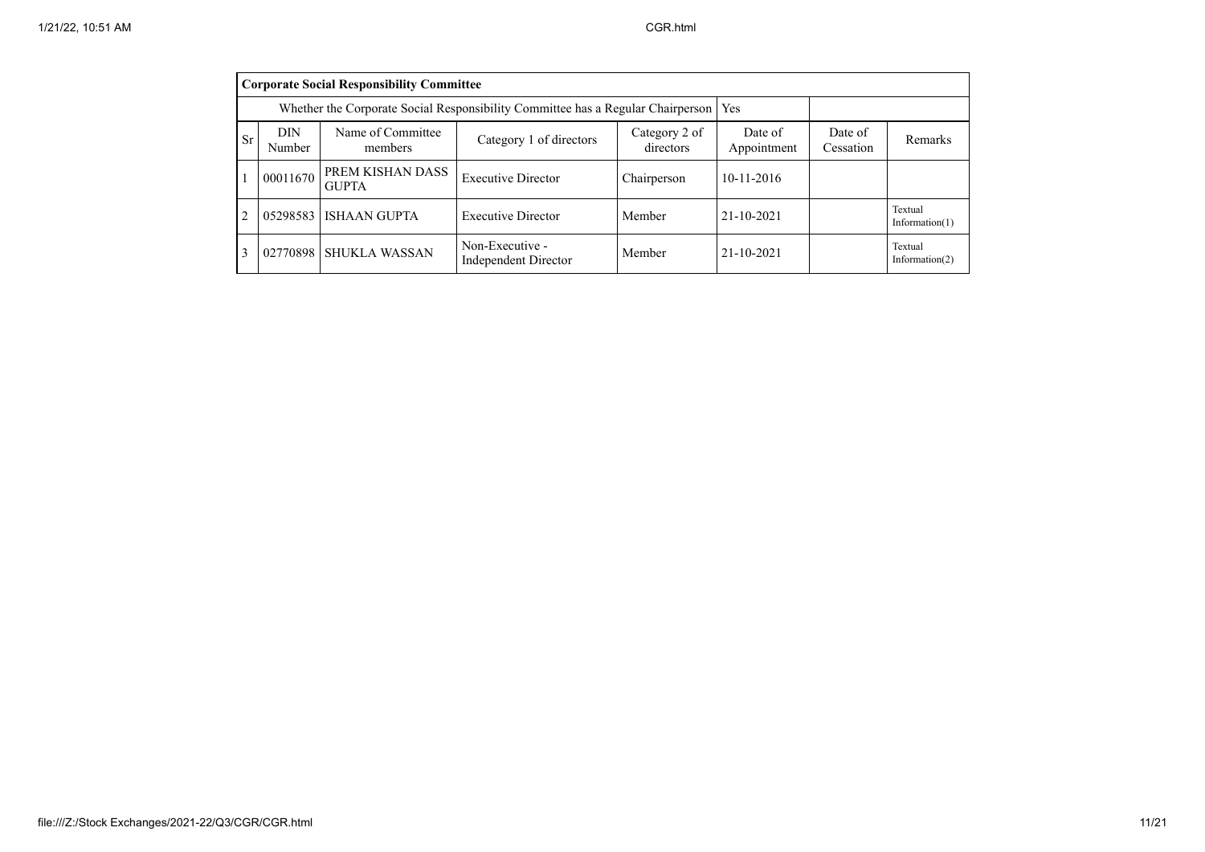| Corporate Social Responsibility Committee | | | | | | | |
|---|---|---|---|---|---|---|---|
| Whether the Corporate Social Responsibility Committee has a Regular Chairperson | | | | | Yes | | |
| Sr | DIN Number | Name of Committee members | Category 1 of directors | Category 2 of directors | Date of Appointment | Date of Cessation | Remarks |
| 1 | 00011670 | PREM KISHAN DASS GUPTA | Executive Director | Chairperson | 10-11-2016 | | |
| 2 | 05298583 | ISHAAN GUPTA | Executive Director | Member | 21-10-2021 | | Textual Information(1) |
| 3 | 02770898 | SHUKLA WASSAN | Non-Executive - Independent Director | Member | 21-10-2021 | | Textual Information(2) |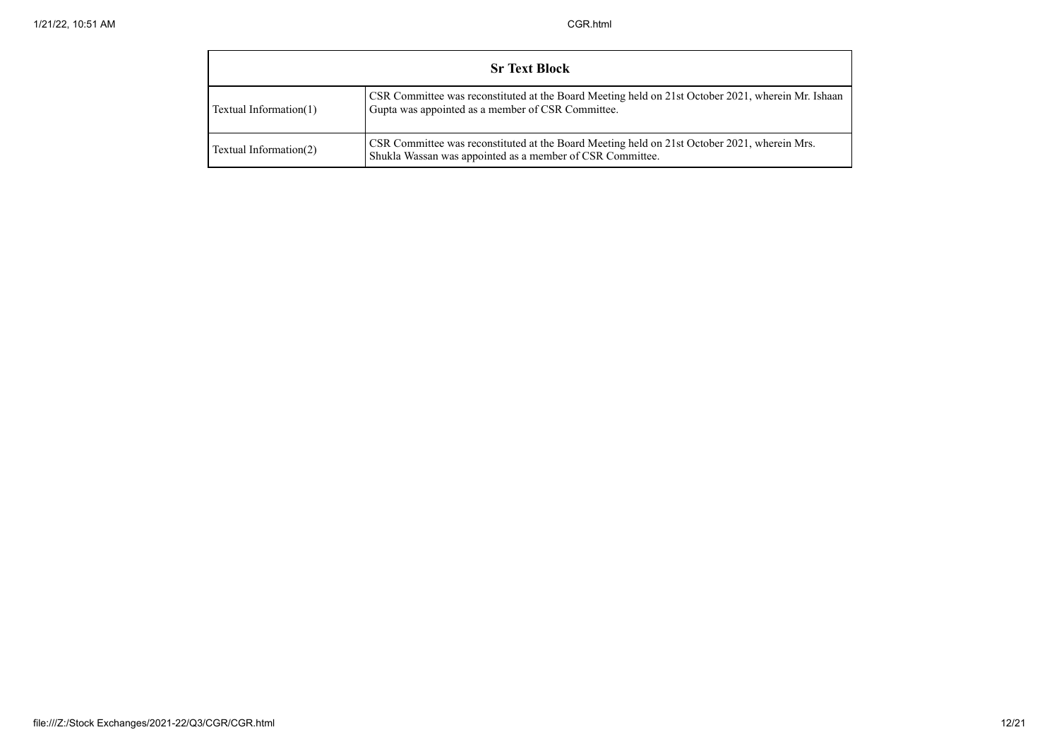| Sr Text Block | |
|---|---|
| Textual Information(1) | CSR Committee was reconstituted at the Board Meeting held on 21st October 2021, wherein Mr. Ishaan Gupta was appointed as a member of CSR Committee. |
| Textual Information(2) | CSR Committee was reconstituted at the Board Meeting held on 21st October 2021, wherein Mrs. Shukla Wassan was appointed as a member of CSR Committee. |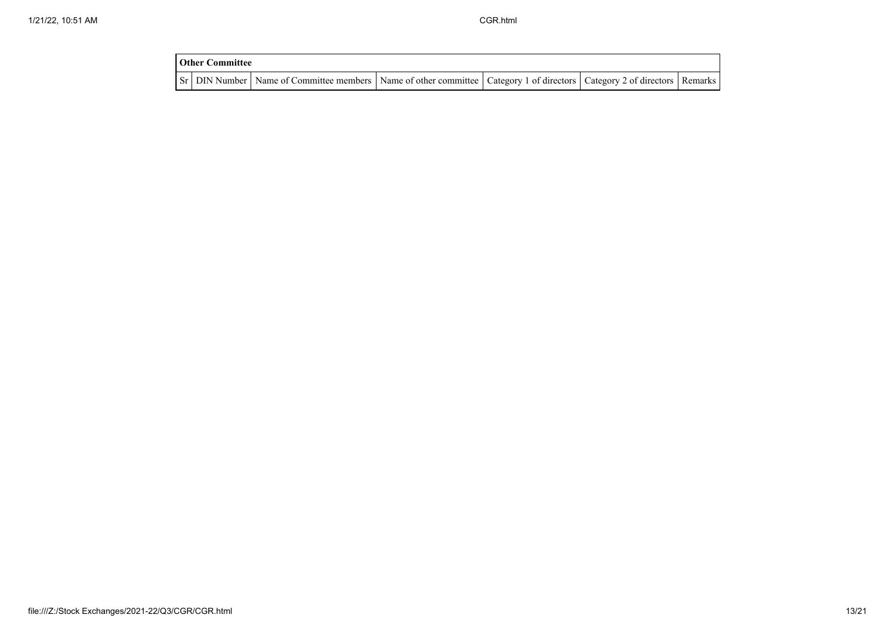| Other Committee | | | | | | |
|---|---|---|---|---|---|---|
| Sr | DIN Number | Name of Committee members | Name of other committee | Category 1 of directors | Category 2 of directors | Remarks |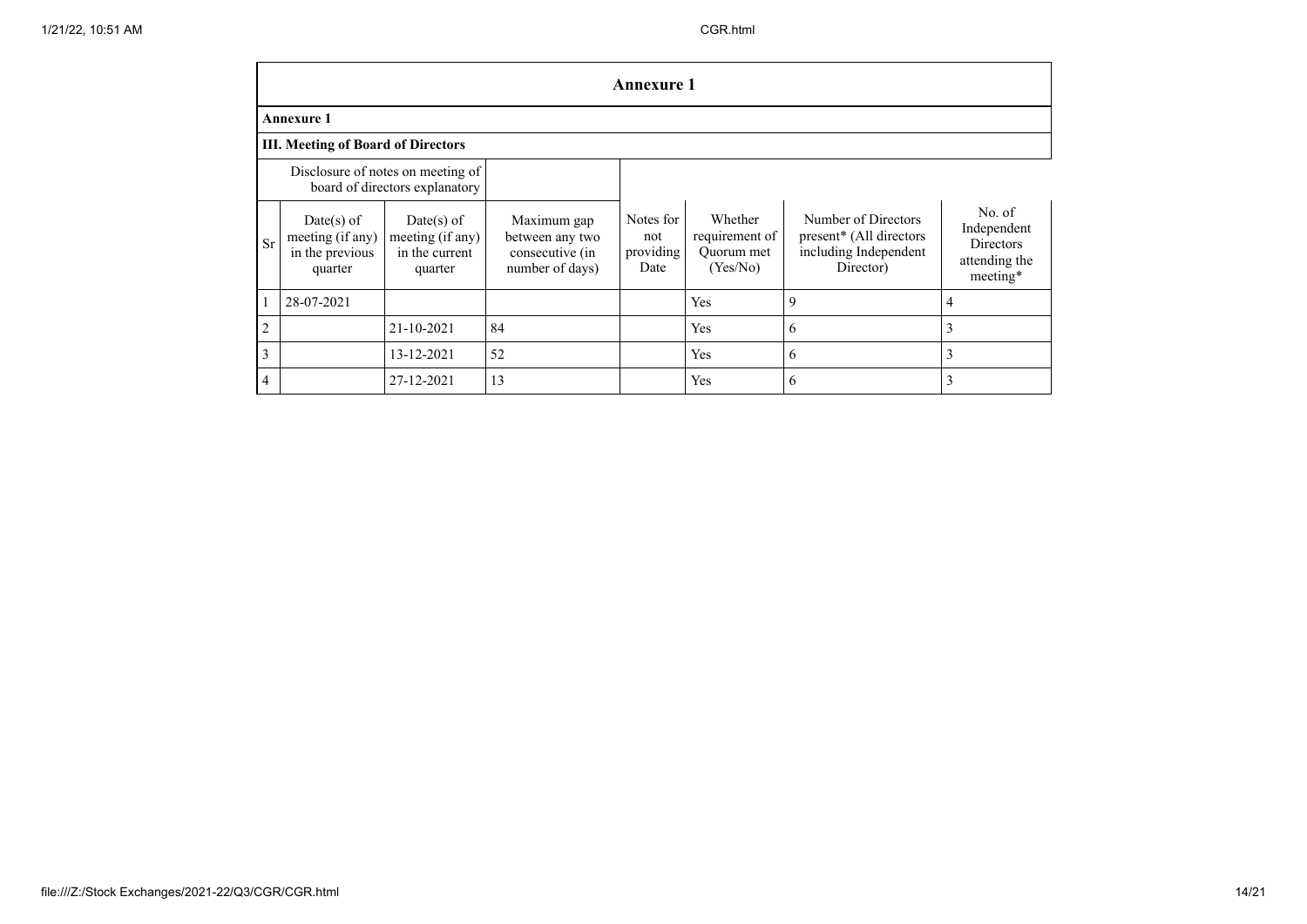## Annexure 1

**Annexure 1**

**III. Meeting of Board of Directors**

| Disclosure of notes on meeting of board of directors explanatory | | | | | | | |
|---|---|---|---|---|---|---|---|
| Sr | Date(s) of meeting (if any) in the previous quarter | Date(s) of meeting (if any) in the current quarter | Maximum gap between any two consecutive (in number of days) | Notes for not providing Date | Whether requirement of Quorum met (Yes/No) | Number of Directors present* (All directors including Independent Director) | No. of Independent Directors attending the meeting* |
| 1 | 28-07-2021 | | | | Yes | 9 | 4 |
| 2 | | 21-10-2021 | 84 | | Yes | 6 | 3 |
| 3 | | 13-12-2021 | 52 | | Yes | 6 | 3 |
| 4 | | 27-12-2021 | 13 | | Yes | 6 | 3 |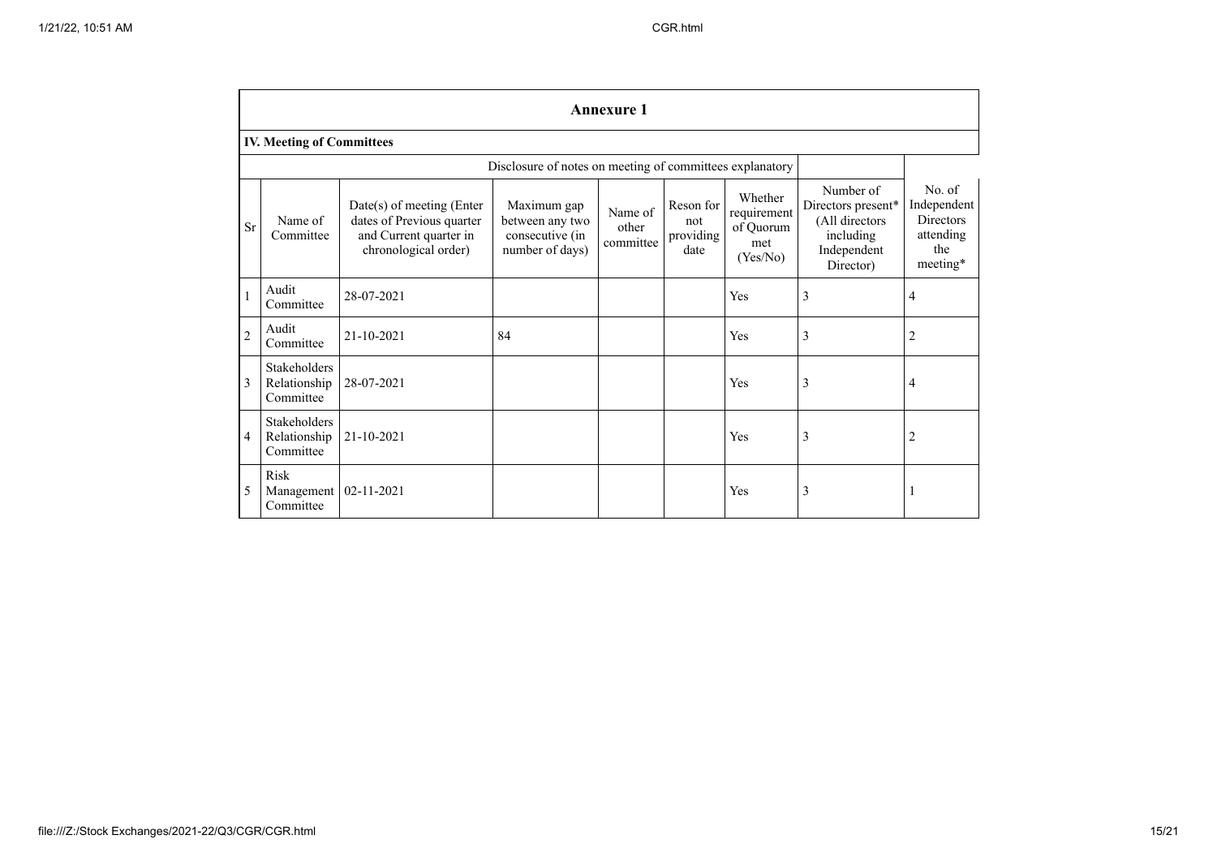| Annexure 1 | | | | | | | | | |
|---|---|---|---|---|---|---|---|---|---|
| **IV. Meeting of Committees** | | | | | | | | | |
| Disclosure of notes on meeting of committees explanatory | | | | | | | | | |
| Sr | Name of Committee | Date(s) of meeting (Enter dates of Previous quarter and Current quarter in chronological order) | Maximum gap between any two consecutive (in number of days) | Name of other committee | Reson for not providing date | Whether requirement of Quorum met (Yes/No) | Number of Directors present* (All directors including Independent Director) | No. of Independent Directors attending the meeting* |
| 1 | Audit Committee | 28-07-2021 | | | | Yes | 3 | 4 |
| 2 | Audit Committee | 21-10-2021 | 84 | | | Yes | 3 | 2 |
| 3 | Stakeholders Relationship Committee | 28-07-2021 | | | | Yes | 3 | 4 |
| 4 | Stakeholders Relationship Committee | 21-10-2021 | | | | Yes | 3 | 2 |
| 5 | Risk Management Committee | 02-11-2021 | | | | Yes | 3 | 1 |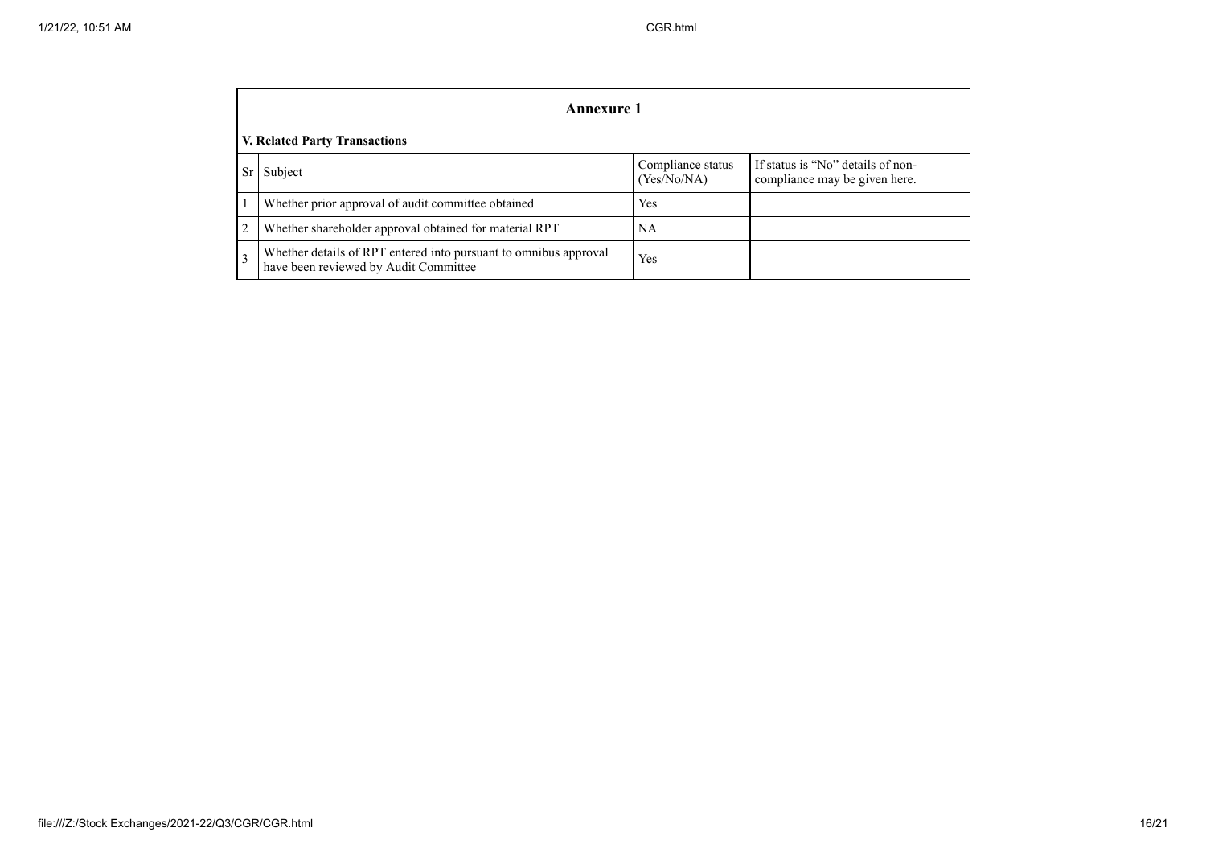| Annexure 1 | | | |
|---|---|---|---|
| **V. Related Party Transactions** | | | |
| Sr | Subject | Compliance status (Yes/No/NA) | If status is "No" details of non-compliance may be given here. |
| 1 | Whether prior approval of audit committee obtained | Yes | |
| 2 | Whether shareholder approval obtained for material RPT | NA | |
| 3 | Whether details of RPT entered into pursuant to omnibus approval have been reviewed by Audit Committee | Yes | |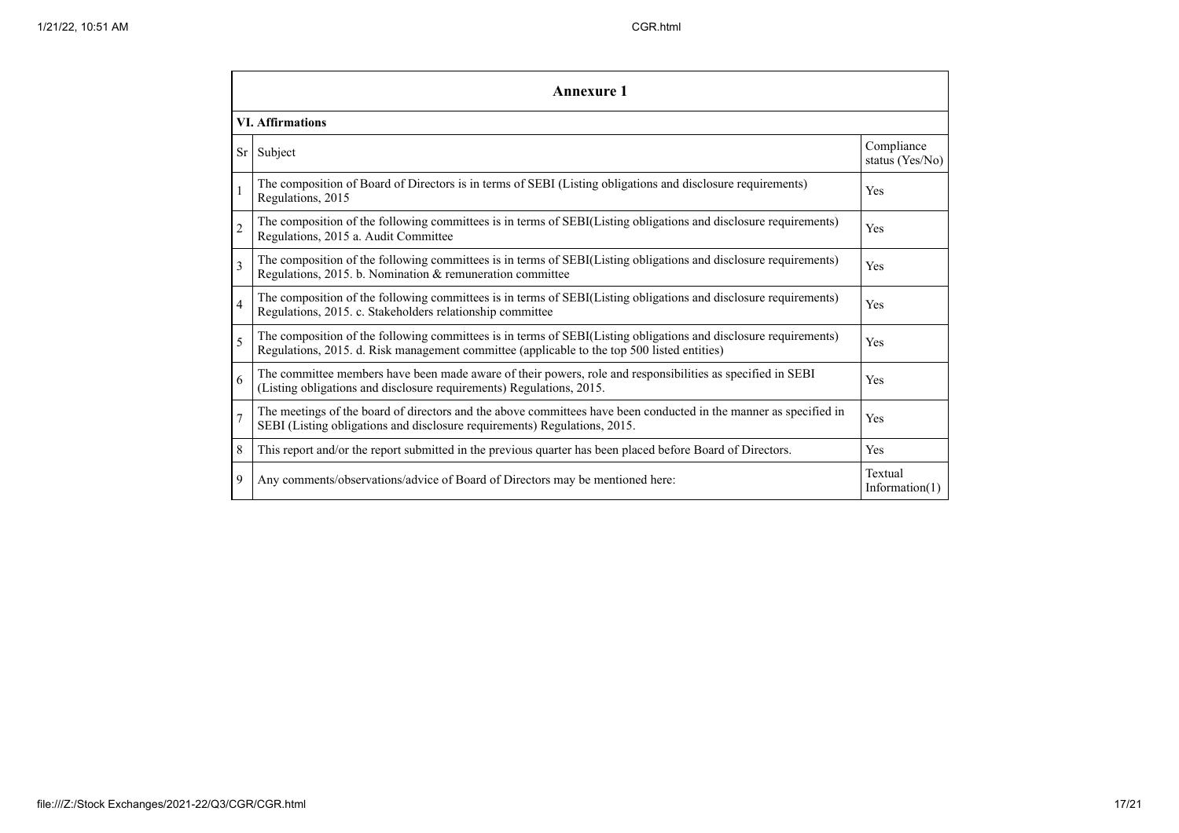## Annexure 1

### VI. Affirmations

| Sr | Subject | Compliance status (Yes/No) |
|---|---|---|
| 1 | The composition of Board of Directors is in terms of SEBI (Listing obligations and disclosure requirements) Regulations, 2015 | Yes |
| 2 | The composition of the following committees is in terms of SEBI(Listing obligations and disclosure requirements) Regulations, 2015 a. Audit Committee | Yes |
| 3 | The composition of the following committees is in terms of SEBI(Listing obligations and disclosure requirements) Regulations, 2015. b. Nomination & remuneration committee | Yes |
| 4 | The composition of the following committees is in terms of SEBI(Listing obligations and disclosure requirements) Regulations, 2015. c. Stakeholders relationship committee | Yes |
| 5 | The composition of the following committees is in terms of SEBI(Listing obligations and disclosure requirements) Regulations, 2015. d. Risk management committee (applicable to the top 500 listed entities) | Yes |
| 6 | The committee members have been made aware of their powers, role and responsibilities as specified in SEBI (Listing obligations and disclosure requirements) Regulations, 2015. | Yes |
| 7 | The meetings of the board of directors and the above committees have been conducted in the manner as specified in SEBI (Listing obligations and disclosure requirements) Regulations, 2015. | Yes |
| 8 | This report and/or the report submitted in the previous quarter has been placed before Board of Directors. | Yes |
| 9 | Any comments/observations/advice of Board of Directors may be mentioned here: | Textual Information(1) |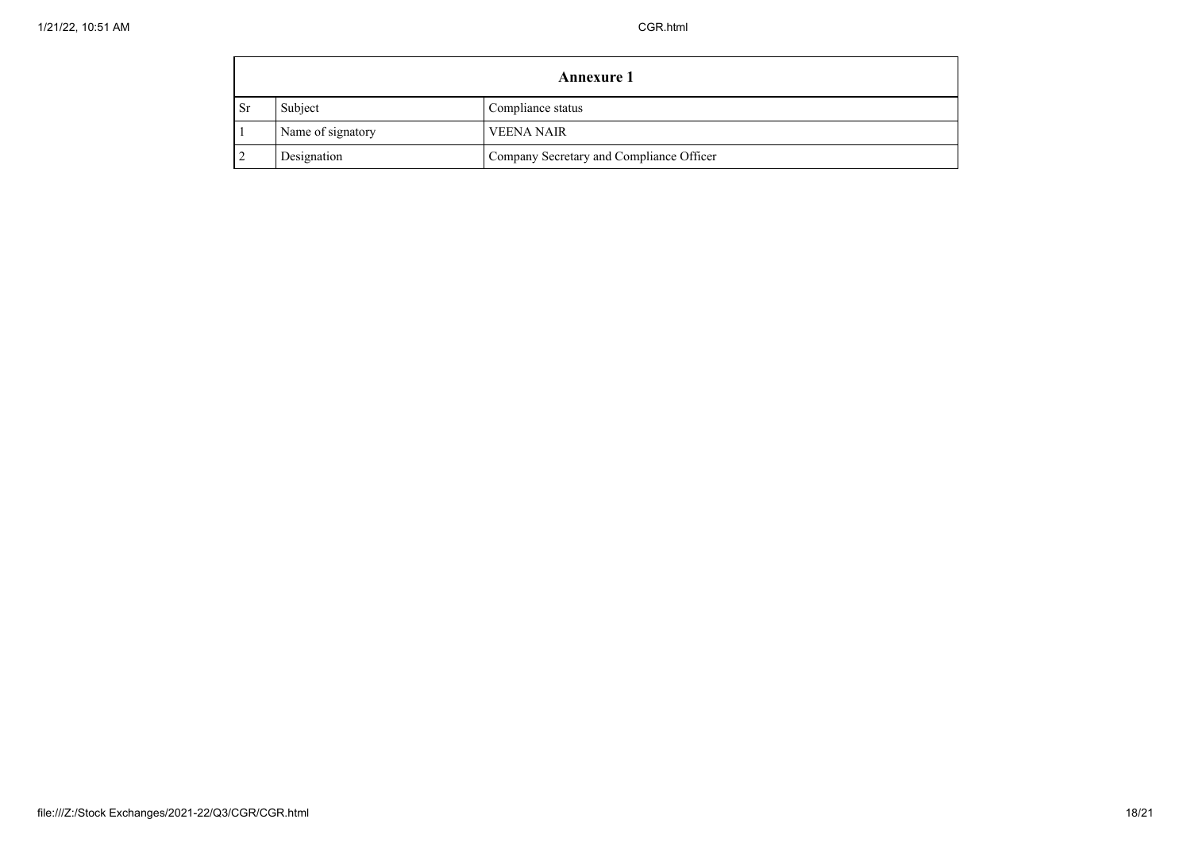| Annexure 1 | | |
|---|---|---|
| Sr | Subject | Compliance status |
| 1 | Name of signatory | VEENA NAIR |
| 2 | Designation | Company Secretary and Compliance Officer |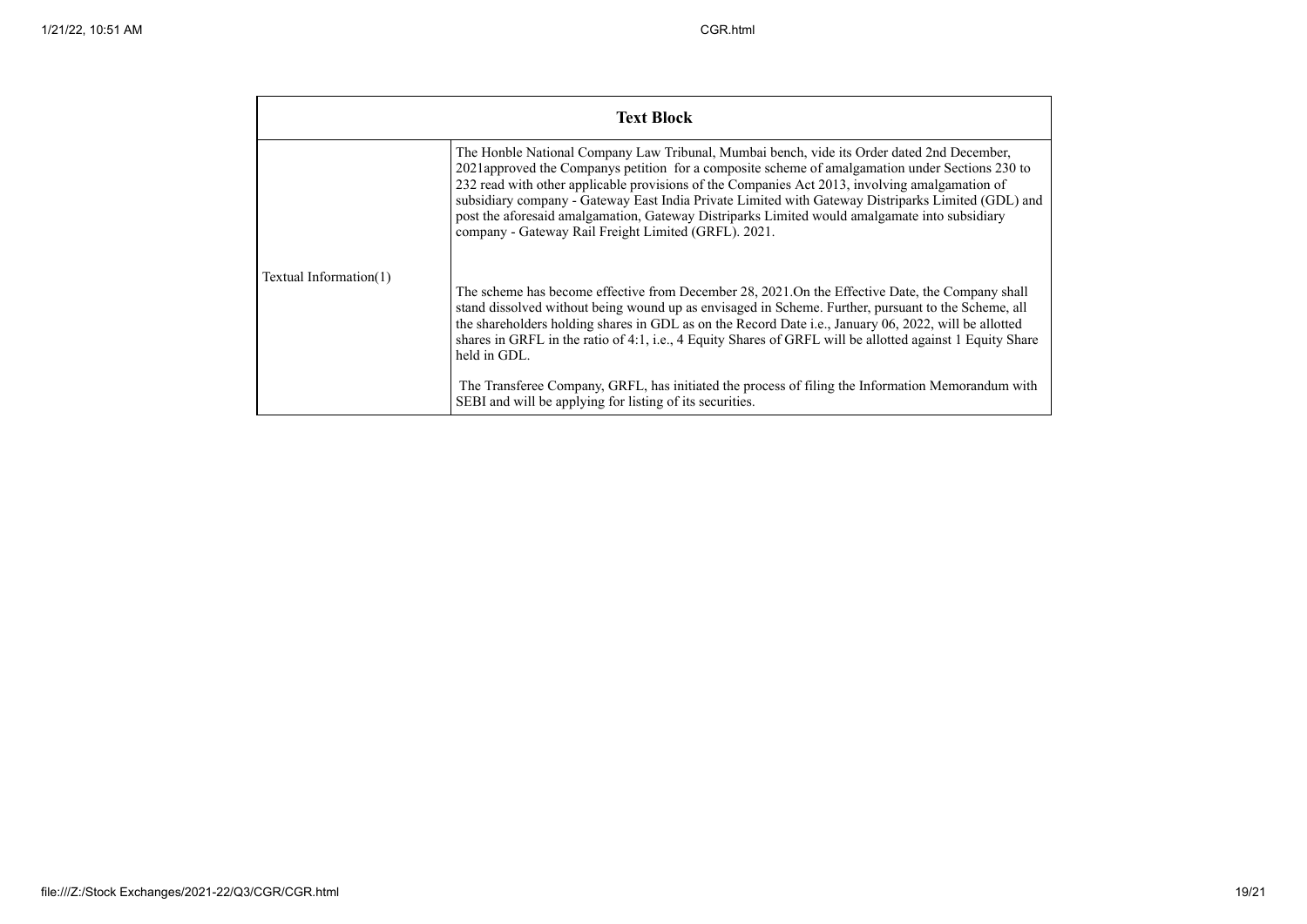| Text Block | |
|---|---|
| Textual Information(1) | The Honble National Company Law Tribunal, Mumbai bench, vide its Order dated 2nd December, 2021approved the Companys petition for a composite scheme of amalgamation under Sections 230 to 232 read with other applicable provisions of the Companies Act 2013, involving amalgamation of subsidiary company - Gateway East India Private Limited with Gateway Distriparks Limited (GDL) and post the aforesaid amalgamation, Gateway Distriparks Limited would amalgamate into subsidiary company - Gateway Rail Freight Limited (GRFL). 2021.<br><br>The scheme has become effective from December 28, 2021.On the Effective Date, the Company shall stand dissolved without being wound up as envisaged in Scheme. Further, pursuant to the Scheme, all the shareholders holding shares in GDL as on the Record Date i.e., January 06, 2022, will be allotted shares in GRFL in the ratio of 4:1, i.e., 4 Equity Shares of GRFL will be allotted against 1 Equity Share held in GDL.<br><br>The Transferee Company, GRFL, has initiated the process of filing the Information Memorandum with SEBI and will be applying for listing of its securities. |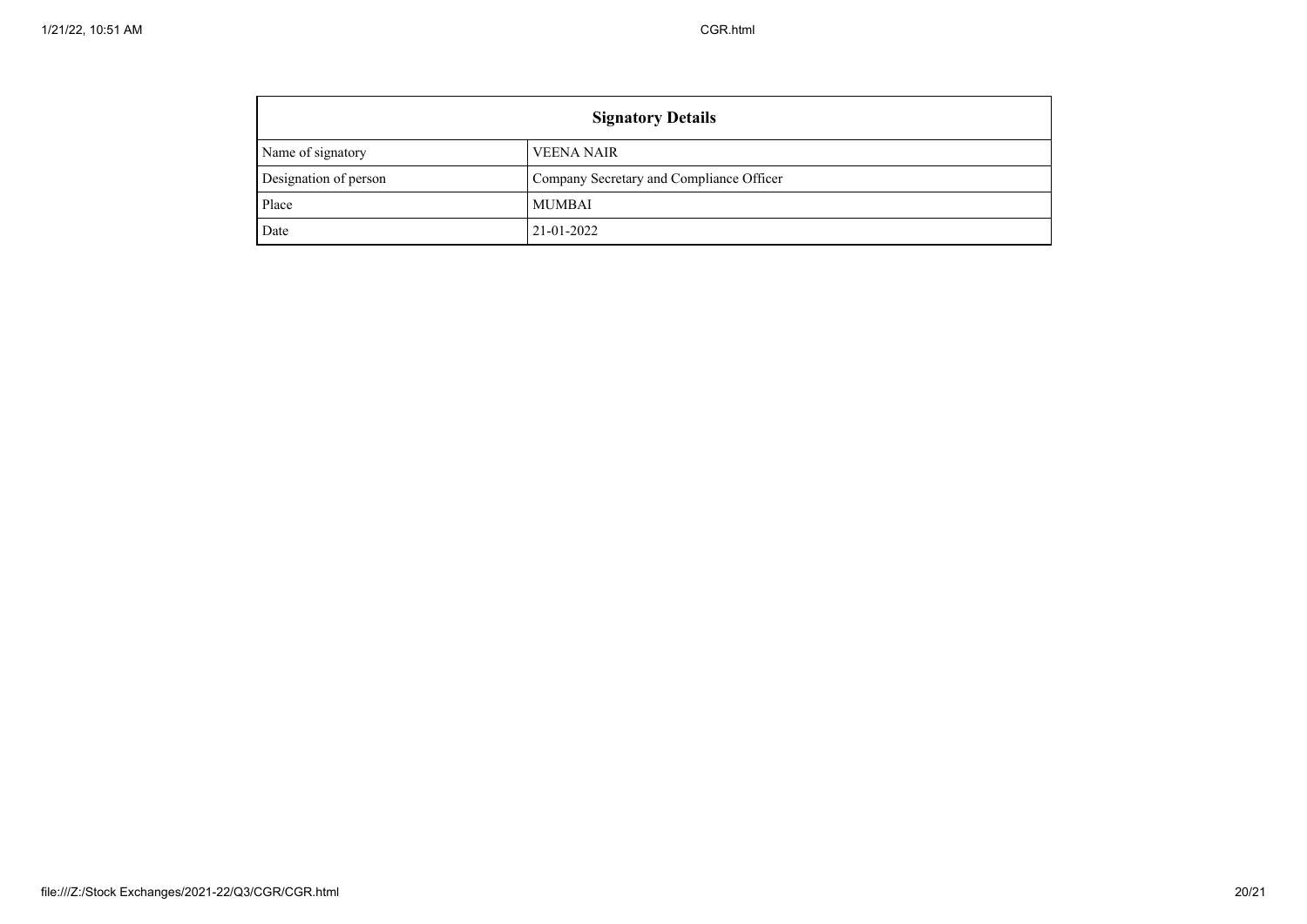| Signatory Details | |
|---|---|
| Name of signatory | VEENA NAIR |
| Designation of person | Company Secretary and Compliance Officer |
| Place | MUMBAI |
| Date | 21-01-2022 |